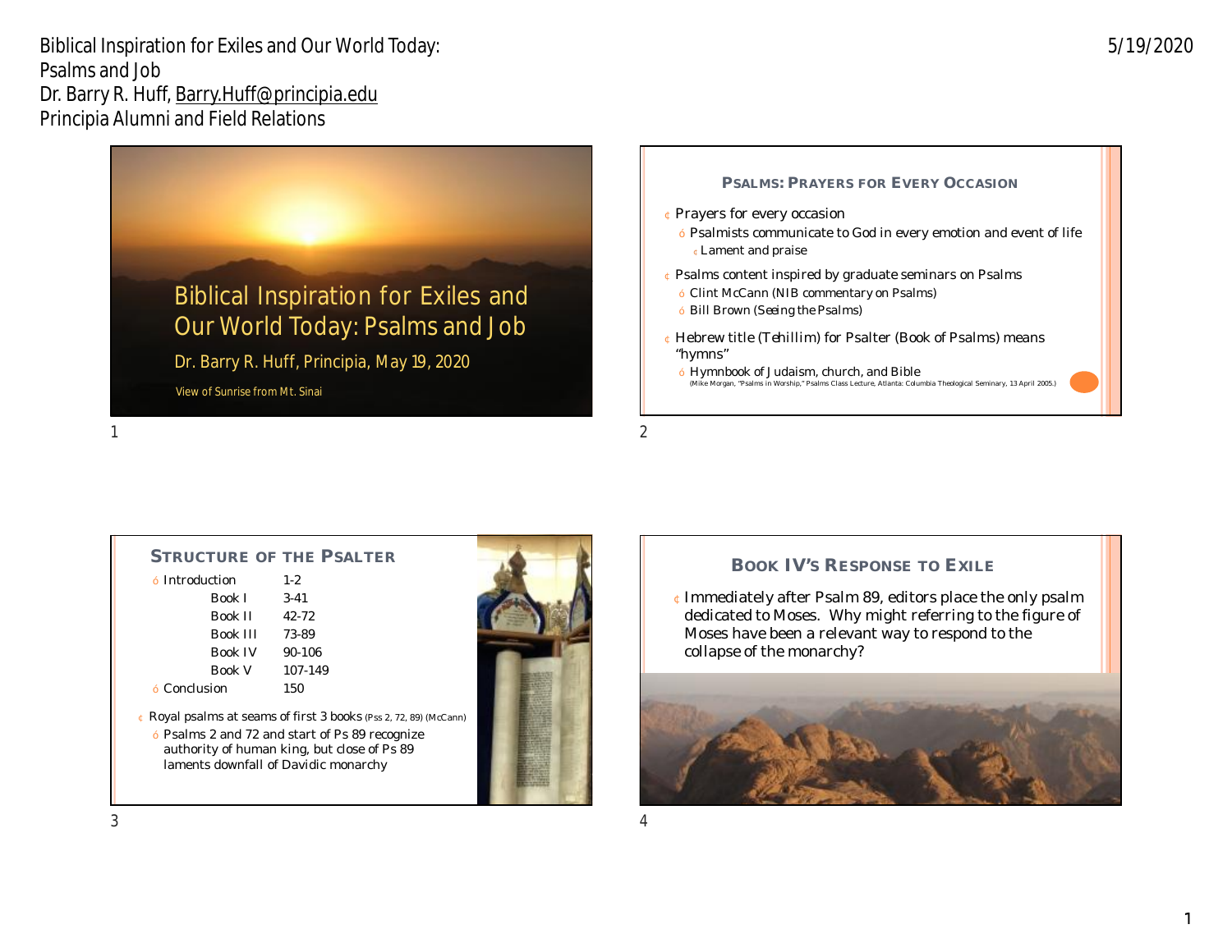Biblical Inspiration for Exiles and Our World Today: Psalms and Job
Dr. Barry R. Huff, Barry.Huff@principia.edu
Principia Alumni and Field Relations

5/19/2020

# Biblical Inspiration for Exiles and Our World Today: Psalms and Job

Dr. Barry R. Huff, Principia, May 19, 2020

View of Sunrise from Mt. Sinai

## Psalms: Prayers for Every Occasion

- Prayers for every occasion
  - Psalmists communicate to God in every emotion and event of life
    - Lament and praise
- Psalms content inspired by graduate seminars on Psalms
  - Clint McCann (NIB commentary on Psalms)
  - Bill Brown (Seeing the Psalms)
- Hebrew title (Tehillim) for Psalter (Book of Psalms) means "hymns"
  - Hymnbook of Judaism, church, and Bible

(Mike Morgan, "Psalms in Worship," Psalms Class Lecture, Atlanta: Columbia Theological Seminary, 13 April 2005.)

## Structure of the Psalter

| | |
|---|---|
| Introduction | 1-2 |
| Book I | 3-41 |
| Book II | 42-72 |
| Book III | 73-89 |
| Book IV | 90-106 |
| Book V | 107-149 |
| Conclusion | 150 |

- Royal psalms at seams of first 3 books (Pss 2, 72, 89) (McCann)
  - Psalms 2 and 72 and start of Ps 89 recognize authority of human king, but close of Ps 89 laments downfall of Davidic monarchy

## Book IV's Response to Exile

- Immediately after Psalm 89, editors place the only psalm dedicated to Moses. Why might referring to the figure of Moses have been a relevant way to respond to the collapse of the monarchy?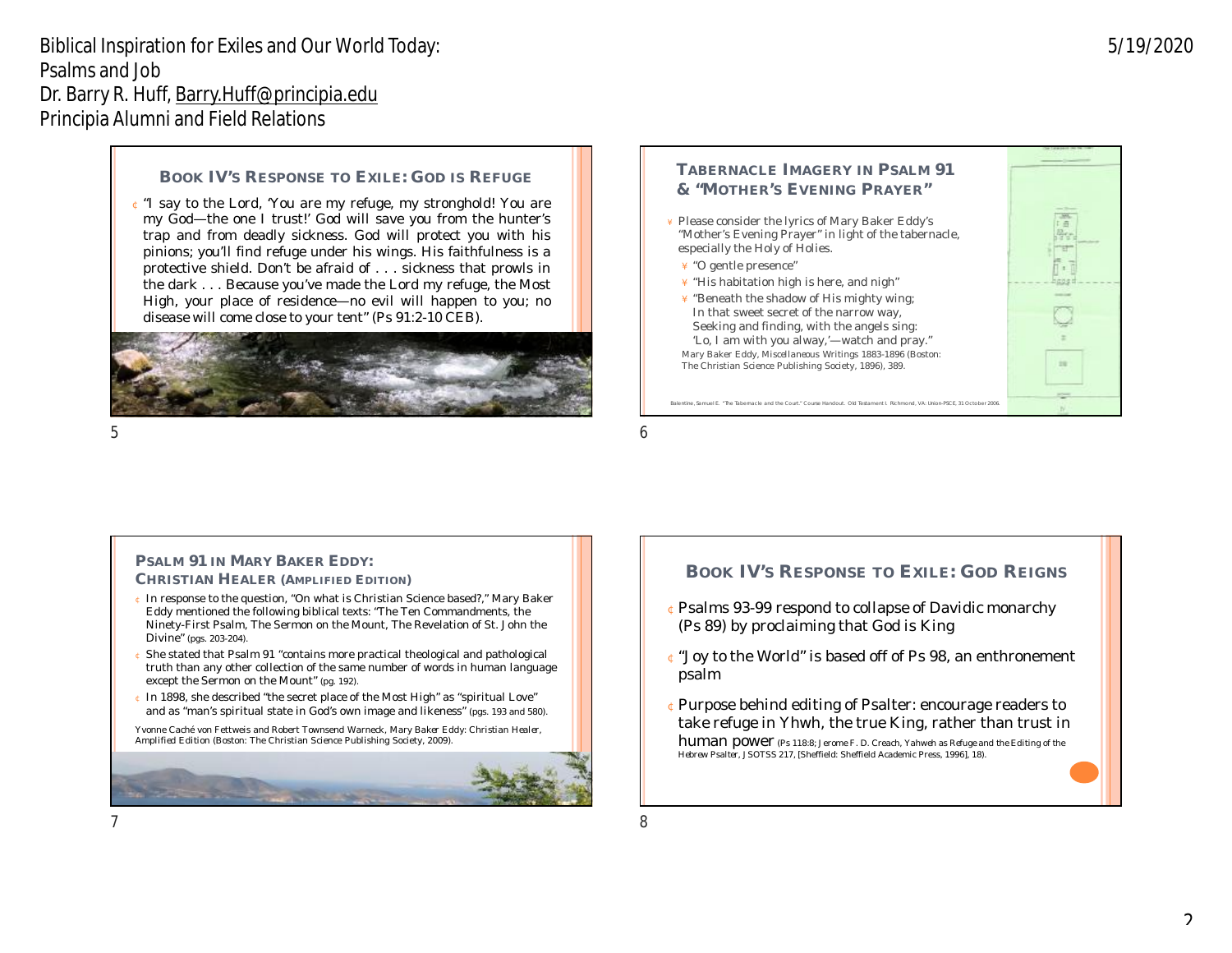## Book IV's Response to Exile: God is Refuge

- "I say to the Lord, 'You are my refuge, my stronghold! You are my God—the one I trust!' God will save you from the hunter's trap and from deadly sickness. God will protect you with his pinions; you'll find refuge under his wings. His faithfulness is a protective shield. Don't be afraid of . . . sickness that prowls in the dark . . . Because you've made the Lord my refuge, the Most High, your place of residence—no evil will happen to you; no disease will come close to your tent" (Ps 91:2-10 CEB).

## Tabernacle Imagery in Psalm 91 & "Mother's Evening Prayer"

- Please consider the lyrics of Mary Baker Eddy's "Mother's Evening Prayer" in light of the tabernacle, especially the Holy of Holies.
  - "O gentle presence"
  - "His habitation high is here, and nigh"
  - "Beneath the shadow of His mighty wing;
    In that sweet secret of the narrow way,
    Seeking and finding, with the angels sing:
    'Lo, I am with you alway,'—watch and pray."

Mary Baker Eddy, *Miscellaneous Writings 1883-1896* (Boston: The Christian Science Publishing Society, 1896), 389.

Balentine, Samuel E. "The Tabernacle and the Court." Course Handout. Old Testament I. Richmond, VA: Union-PSCE, 31 October 2006.

## Psalm 91 in Mary Baker Eddy: Christian Healer (Amplified Edition)

- In response to the question, "On what is Christian Science based?," Mary Baker Eddy mentioned the following biblical texts: "The Ten Commandments, the Ninety-First Psalm, The Sermon on the Mount, The Revelation of St. John the Divine" (pgs. 203-204).
- She stated that Psalm 91 "contains more practical theological and pathological truth than any other collection of the same number of words in human language except the Sermon on the Mount" (pg. 192).
- In 1898, she described "the secret place of the Most High" as "spiritual Love" and as "man's spiritual state in God's own image and likeness" (pgs. 193 and 580).

Yvonne Caché von Fettweis and Robert Townsend Warneck, *Mary Baker Eddy: Christian Healer, Amplified Edition* (Boston: The Christian Science Publishing Society, 2009).

## Book IV's Response to Exile: God Reigns

- Psalms 93-99 respond to collapse of Davidic monarchy (Ps 89) by proclaiming that God is King
- "Joy to the World" is based off of Ps 98, an enthronement psalm
- Purpose behind editing of Psalter: encourage readers to take refuge in Yhwh, the true King, rather than trust in human power (Ps 118:8; Jerome F. D. Creach, *Yahweh as Refuge and the Editing of the Hebrew Psalter*, JSOTSS 217, [Sheffield: Sheffield Academic Press, 1996], 18).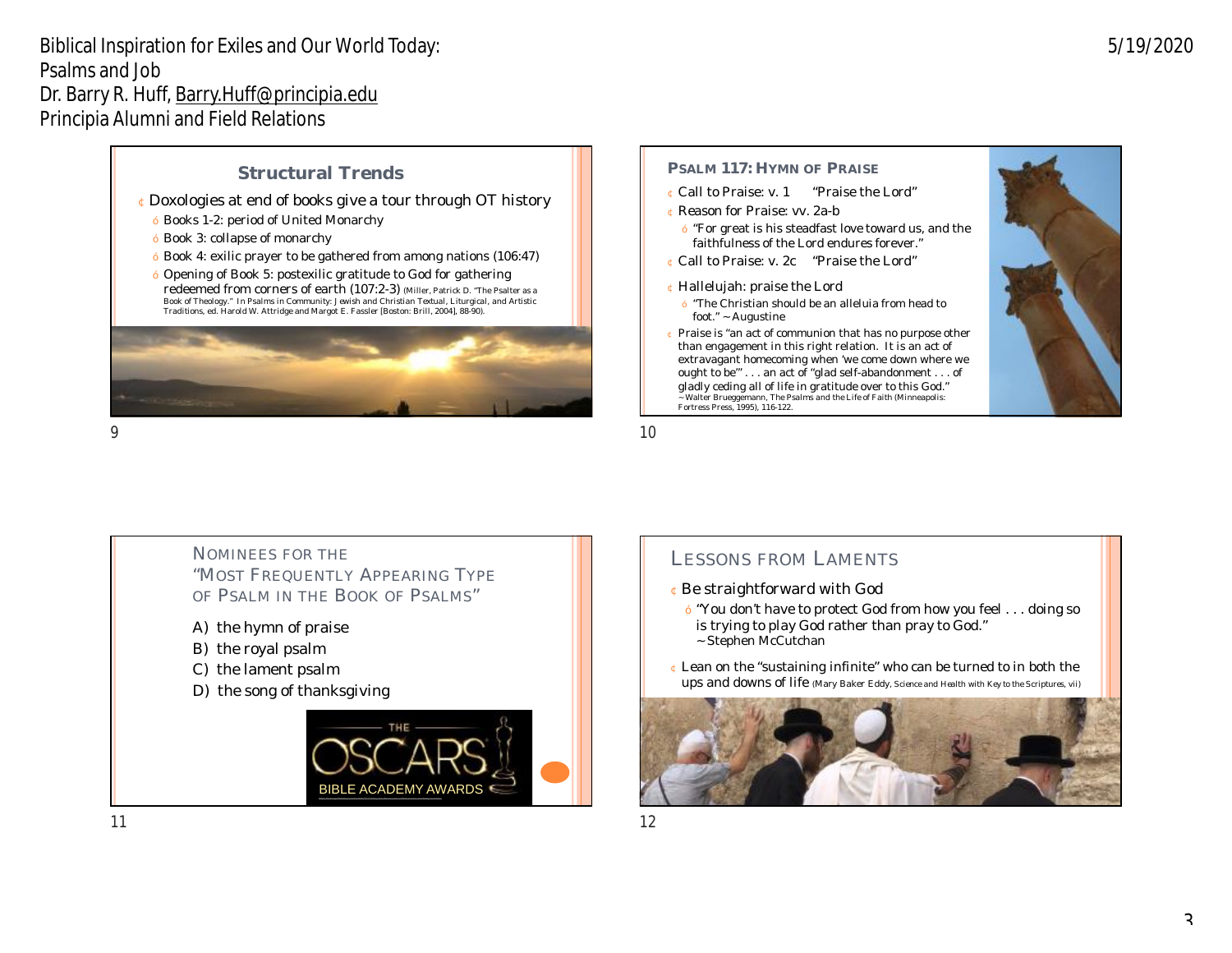## Structural Trends

- Doxologies at end of books give a tour through OT history
  - Books 1-2: period of United Monarchy
  - Book 3: collapse of monarchy
  - Book 4: exilic prayer to be gathered from among nations (106:47)
  - Opening of Book 5: postexilic gratitude to God for gathering redeemed from corners of earth (107:2-3) (Miller, Patrick D. "The Psalter as a Book of Theology." In Psalms in Community: Jewish and Christian Textual, Liturgical, and Artistic Traditions, ed. Harold W. Attridge and Margot E. Fassler [Boston: Brill, 2004], 88-90).

## Psalm 117: Hymn of Praise

- Call to Praise: v. 1 "Praise the Lord"
- Reason for Praise: vv. 2a-b
  - "For great is his steadfast love toward us, and the faithfulness of the Lord endures forever."
- Call to Praise: v. 2c "Praise the Lord"
- Hallelujah: praise the Lord
  - "The Christian should be an alleluia from head to foot." ~ Augustine
- Praise is "an act of communion that has no purpose other than engagement in this right relation. It is an act of extravagant homecoming when 'we come down where we ought to be'" . . . an act of "glad self-abandonment . . . of gladly ceding all of life in gratitude over to this God." ~ Walter Brueggemann, The Psalms and the Life of Faith (Minneapolis: Fortress Press, 1995), 116-122.

## Nominees for the "Most Frequently Appearing Type of Psalm in the Book of Psalms"

A) the hymn of praise
B) the royal psalm
C) the lament psalm
D) the song of thanksgiving

THE OSCARS
BIBLE ACADEMY AWARDS

## Lessons from Laments

- Be straightforward with God
  - "You don't have to protect God from how you feel . . . doing so is trying to play God rather than pray to God." ~ Stephen McCutchan
- Lean on the "sustaining infinite" who can be turned to in both the ups and downs of life (Mary Baker Eddy, Science and Health with Key to the Scriptures, vii)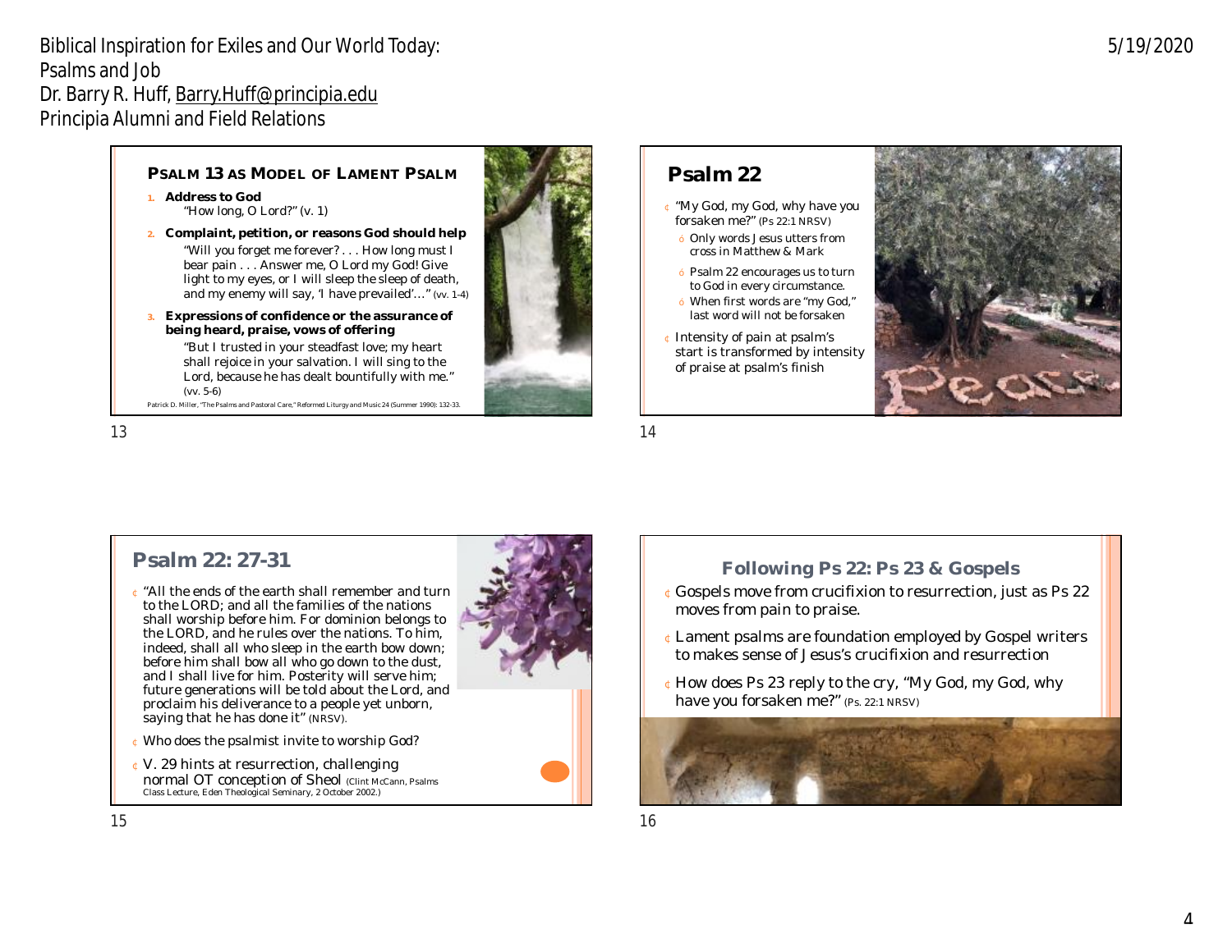## PSALM 13 AS MODEL OF LAMENT PSALM

1. **Address to God**
   "How long, O Lord?" (v. 1)
2. **Complaint, petition, or reasons God should help**
   "Will you forget me forever? . . . How long must I bear pain . . . Answer me, O Lord my God! Give light to my eyes, or I will sleep the sleep of death, and my enemy will say, 'I have prevailed'…" (vv. 1-4)
3. **Expressions of confidence or the assurance of being heard, praise, vows of offering**
   "But I trusted in your steadfast love; my heart shall rejoice in your salvation. I will sing to the Lord, because he has dealt bountifully with me." (vv. 5-6)

Patrick D. Miller, "The Psalms and Pastoral Care," Reformed Liturgy and Music 24 (Summer 1990): 132-33.

## Psalm 22

- "My God, my God, why have you forsaken me?" (Ps 22:1 NRSV)
  - Only words Jesus utters from cross in Matthew & Mark
  - Psalm 22 encourages us to turn to God in every circumstance.
  - When first words are "my God," last word will not be forsaken
- Intensity of pain at psalm's start is transformed by intensity of praise at psalm's finish

## Psalm 22: 27-31

- "All the ends of the earth shall remember and turn to the LORD; and all the families of the nations shall worship before him. For dominion belongs to the LORD, and he rules over the nations. To him, indeed, shall all who sleep in the earth bow down; before him shall bow all who go down to the dust, and I shall live for him. Posterity will serve him; future generations will be told about the Lord, and proclaim his deliverance to a people yet unborn, saying that he has done it" (NRSV).
- Who does the psalmist invite to worship God?
- V. 29 hints at resurrection, challenging normal OT conception of Sheol (Clint McCann, Psalms Class Lecture, Eden Theological Seminary, 2 October 2002.)

## Following Ps 22: Ps 23 & Gospels

- Gospels move from crucifixion to resurrection, just as Ps 22 moves from pain to praise.
- Lament psalms are foundation employed by Gospel writers to makes sense of Jesus's crucifixion and resurrection
- How does Ps 23 reply to the cry, "My God, my God, why have you forsaken me?" (Ps. 22:1 NRSV)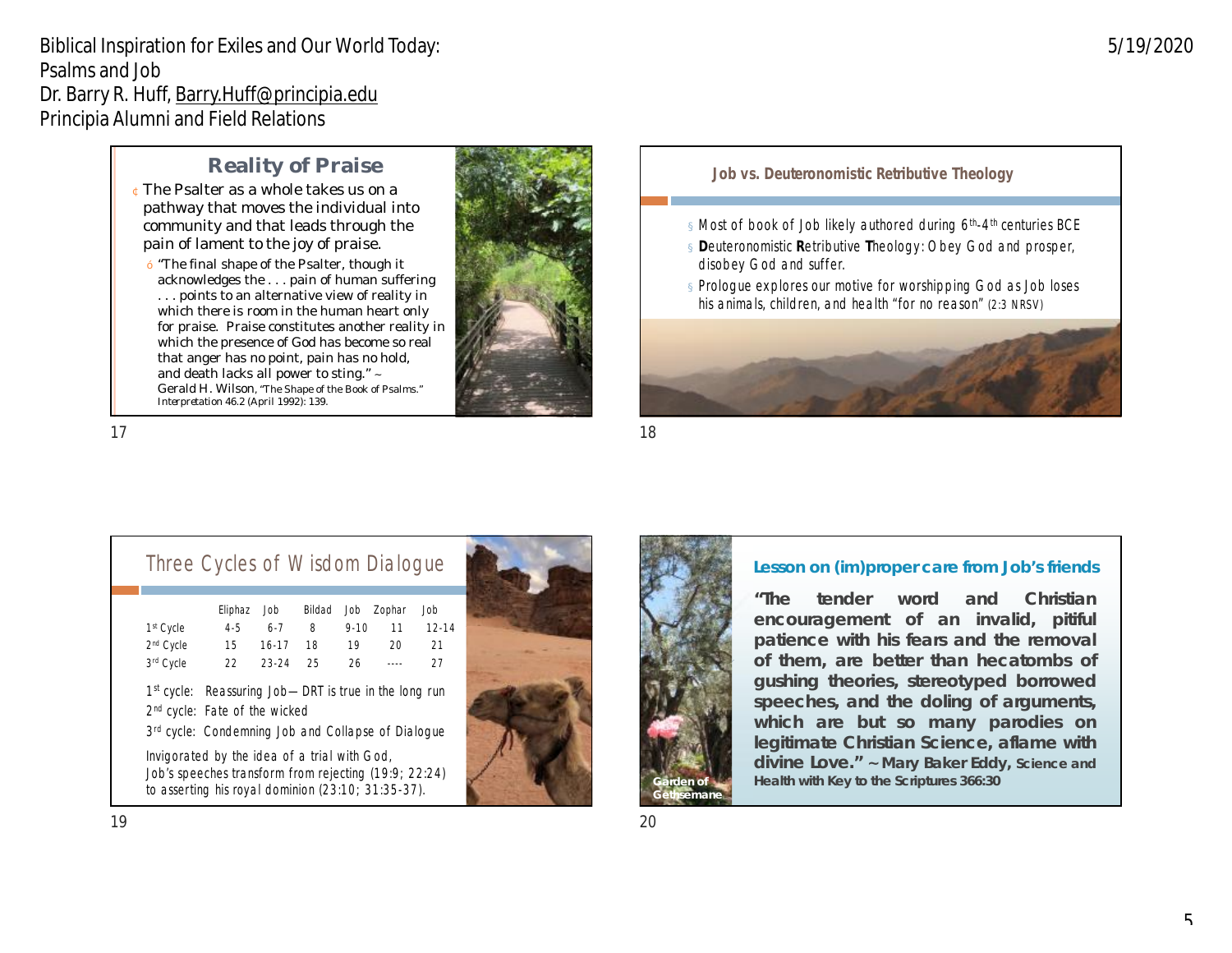## Reality of Praise

- The Psalter as a whole takes us on a pathway that moves the individual into community and that leads through the pain of lament to the joy of praise.
  - "The final shape of the Psalter, though it acknowledges the . . . pain of human suffering . . . points to an alternative view of reality in which there is room in the human heart only for praise. Praise constitutes another reality in which the presence of God has become so real that anger has no point, pain has no hold, and death lacks all power to sting." ~ Gerald H. Wilson, "The Shape of the Book of Psalms." *Interpretation* 46.2 (April 1992): 139.

## Job vs. Deuteronomistic Retributive Theology

- Most of book of Job likely authored during 6th-4th centuries BCE
- **D**euteronomistic **R**etributive **T**heology: Obey God and prosper, disobey God and suffer.
- Prologue explores our motive for worshipping God as Job loses his animals, children, and health "for no reason" (2:3 NRSV)

## Three Cycles of Wisdom Dialogue

| | Eliphaz | Job | Bildad | Job | Zophar | Job |
|---|---|---|---|---|---|---|
| 1st Cycle | 4-5 | 6-7 | 8 | 9-10 | 11 | 12-14 |
| 2nd Cycle | 15 | 16-17 | 18 | 19 | 20 | 21 |
| 3rd Cycle | 22 | 23-24 | 25 | 26 | ---- | 27 |

1st cycle: Reassuring Job—DRT is true in the long run

2nd cycle: Fate of the wicked

3rd cycle: Condemning Job and Collapse of Dialogue

Invigorated by the idea of a trial with God, Job's speeches transform from rejecting (19:9; 22:24) to asserting his royal dominion (23:10; 31:35-37).

## Lesson on (im)proper care from Job's friends

**"The tender word and Christian encouragement of an invalid, pitiful patience with his fears and the removal of them, are better than hecatombs of gushing theories, stereotyped borrowed speeches, and the doling of arguments, which are but so many parodies on legitimate Christian Science, aflame with divine Love." ~ Mary Baker Eddy, Science and Health with Key to the Scriptures 366:30**

Garden of Gethsemane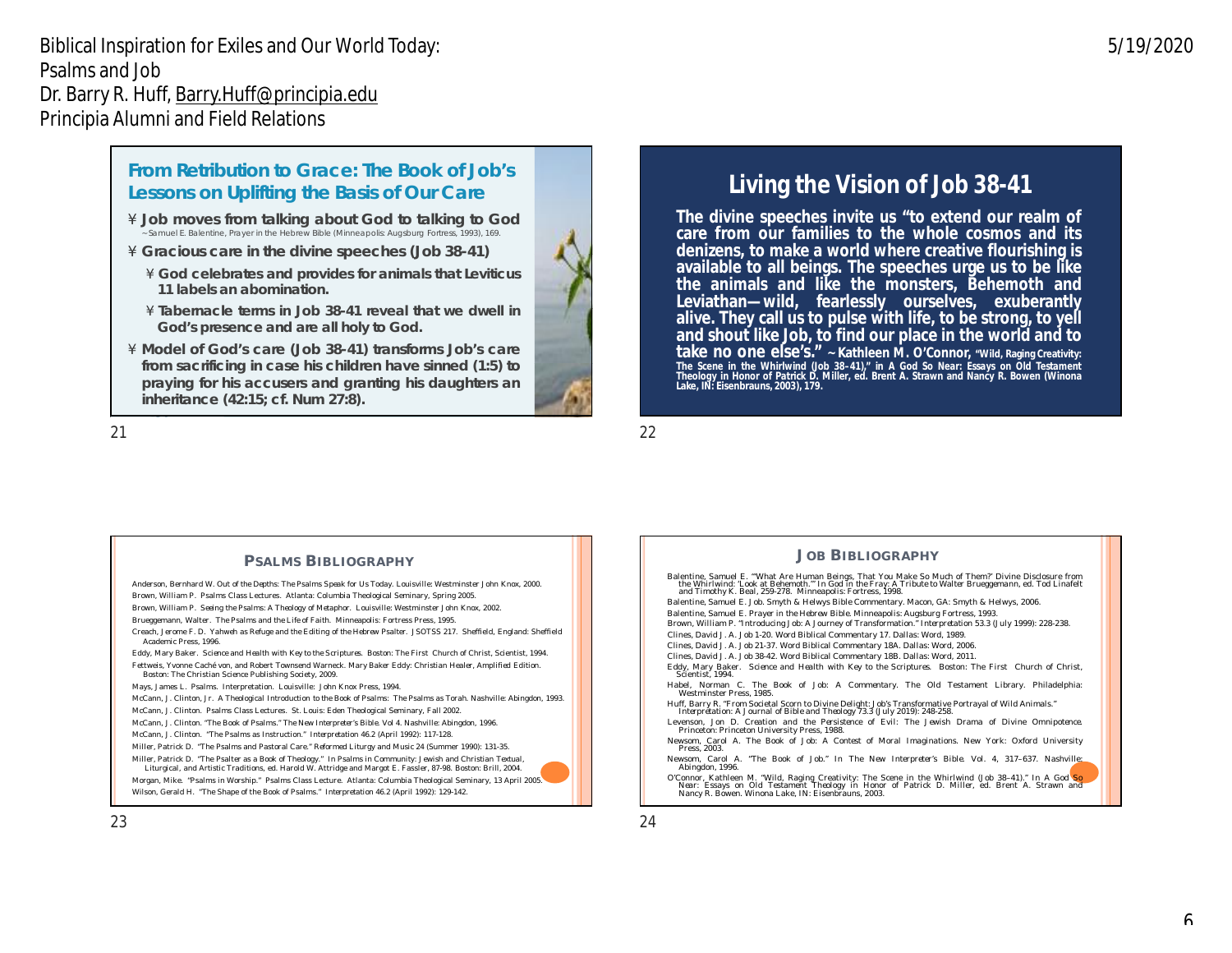## From Retribution to Grace: The Book of Job's Lessons on Uplifting the Basis of Our Care

- **Job moves from talking about God to talking to God**
  ~Samuel E. Balentine, *Prayer in the Hebrew Bible* (Minneapolis: Augsburg Fortress, 1993), 169.
- **Gracious care in the divine speeches (Job 38-41)**
  - **God celebrates and provides for animals that Leviticus 11 labels an abomination.**
  - **Tabernacle terms in Job 38-41 reveal that we dwell in God's presence and are all holy to God.**
- **Model of God's care (Job 38-41) transforms Job's care from sacrificing in case his children have sinned (1:5) to praying for his accusers and granting his daughters an inheritance (42:15; cf. Num 27:8).**

## Living the Vision of Job 38-41

**The divine speeches invite us "to extend our realm of care from our families to the whole cosmos and its denizens, to make a world where creative flourishing is available to all beings. The speeches urge us to be like the animals and like the monsters, Behemoth and Leviathan—wild, fearlessly ourselves, exuberantly alive. They call us to pulse with life, to be strong, to yell and shout like Job, to find our place in the world and to take no one else's."** ~Kathleen M. O'Connor, "Wild, Raging Creativity: The Scene in the Whirlwind (Job 38–41)," in *A God So Near: Essays on Old Testament Theology in Honor of Patrick D. Miller*, ed. Brent A. Strawn and Nancy R. Bowen (Winona Lake, IN: Eisenbrauns, 2003), 179.

## Psalms Bibliography

Anderson, Bernhard W. *Out of the Depths: The Psalms Speak for Us Today*. Louisville: Westminster John Knox, 2000.

Brown, William P. Psalms Class Lectures. Atlanta: Columbia Theological Seminary, Spring 2005.

Brown, William P. *Seeing the Psalms: A Theology of Metaphor*. Louisville: Westminster John Knox, 2002.

Brueggemann, Walter. *The Psalms and the Life of Faith*. Minneapolis: Fortress Press, 1995.

Creach, Jerome F. D. *Yahweh as Refuge and the Editing of the Hebrew Psalter*. JSOTSS 217. Sheffield, England: Sheffield Academic Press, 1996.

Eddy, Mary Baker. *Science and Health with Key to the Scriptures*. Boston: The First Church of Christ, Scientist, 1994.

Fettweis, Yvonne Caché von, and Robert Townsend Warneck. *Mary Baker Eddy: Christian Healer, Amplified Edition*. Boston: The Christian Science Publishing Society, 2009.

Mays, James L. *Psalms*. Interpretation. Louisville: John Knox Press, 1994.

McCann, J. Clinton, Jr. *A Theological Introduction to the Book of Psalms: The Psalms as Torah*. Nashville: Abingdon, 1993.

McCann, J. Clinton. Psalms Class Lectures. St. Louis: Eden Theological Seminary, Fall 2002.

McCann, J. Clinton. "The Book of Psalms." *The New Interpreter's Bible*. Vol 4. Nashville: Abingdon, 1996.

McCann, J. Clinton. "The Psalms as Instruction." *Interpretation* 46.2 (April 1992): 117-128.

Miller, Patrick D. "The Psalms and Pastoral Care." *Reformed Liturgy and Music* 24 (Summer 1990): 131-35.

Miller, Patrick D. "The Psalter as a Book of Theology." In *Psalms in Community: Jewish and Christian Textual, Liturgical, and Artistic Traditions*, ed. Harold W. Attridge and Margot E. Fassler, 87-98. Boston: Brill, 2004.

Morgan, Mike. "Psalms in Worship." Psalms Class Lecture. Atlanta: Columbia Theological Seminary, 13 April 2005.

Wilson, Gerald H. "The Shape of the Book of Psalms." *Interpretation* 46.2 (April 1992): 129-142.

## Job Bibliography

Balentine, Samuel E. "'What Are Human Beings, That You Make So Much of Them?' Divine Disclosure from the Whirlwind: 'Look at Behemoth.'" In *God in the Fray: A Tribute to Walter Brueggemann*, ed. Tod Linafelt and Timothy K. Beal, 259-278. Minneapolis: Fortress, 1998.

Balentine, Samuel E. *Job*. Smyth & Helwys Bible Commentary. Macon, GA: Smyth & Helwys, 2006.

Balentine, Samuel E. *Prayer in the Hebrew Bible*. Minneapolis: Augsburg Fortress, 1993.

Brown, William P. "Introducing Job: A Journey of Transformation." *Interpretation* 53.3 (July 1999): 228-238.

Clines, David J. A. *Job 1-20*. Word Biblical Commentary 17. Dallas: Word, 1989.

Clines, David J. A. *Job 21-37*. Word Biblical Commentary 18A. Dallas: Word, 2006.

Clines, David J. A. *Job 38-42*. Word Biblical Commentary 18B. Dallas: Word, 2011.

Eddy, Mary Baker. *Science and Health with Key to the Scriptures*. Boston: The First Church of Christ, Scientist, 1994.

Habel, Norman C. *The Book of Job: A Commentary*. The Old Testament Library. Philadelphia: Westminster Press, 1985.

Huff, Barry R. "From Societal Scorn to Divine Delight: Job's Transformative Portrayal of Wild Animals." *Interpretation: A Journal of Bible and Theology* 73.3 (July 2019): 248-258.

Levenson, Jon D. *Creation and the Persistence of Evil: The Jewish Drama of Divine Omnipotence*. Princeton: Princeton University Press, 1988.

Newsom, Carol A. *The Book of Job: A Contest of Moral Imaginations*. New York: Oxford University Press, 2003.

Newsom, Carol A. "The Book of Job." In *The New Interpreter's Bible*. Vol. 4, 317–637. Nashville: Abingdon, 1996.

O'Connor, Kathleen M. "Wild, Raging Creativity: The Scene in the Whirlwind (Job 38–41)." In *A God So Near: Essays on Old Testament Theology in Honor of Patrick D. Miller*, ed. Brent A. Strawn and Nancy R. Bowen. Winona Lake, IN: Eisenbrauns, 2003.